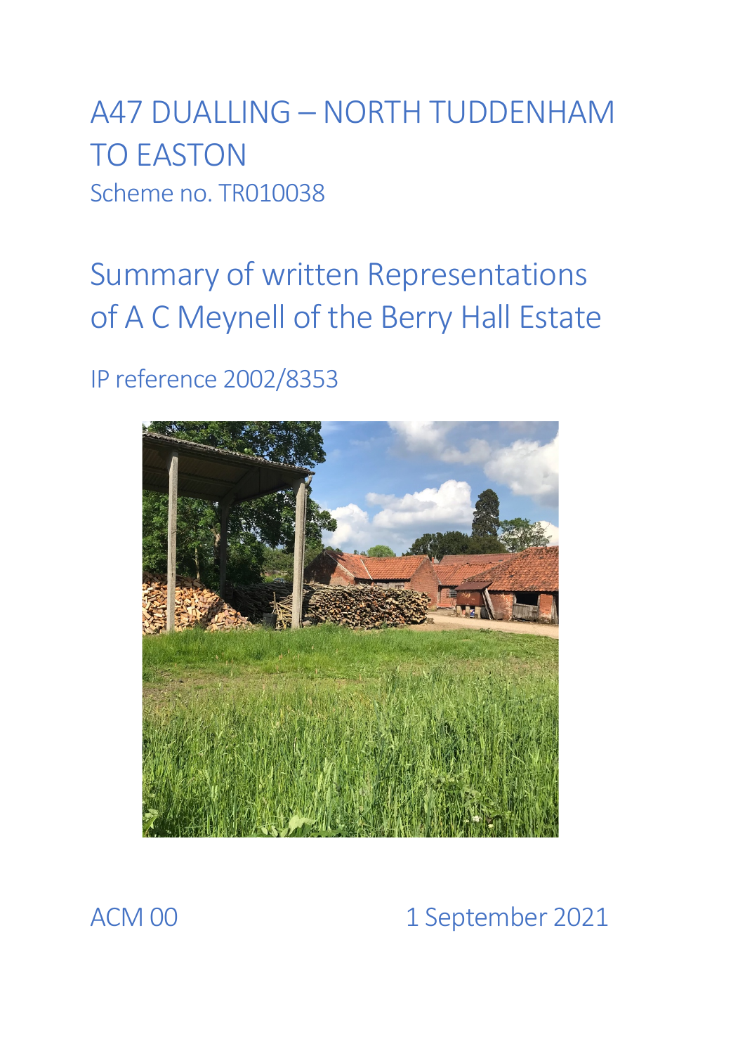# A47 DUALLING – NORTH TUDDENHAM TO EASTON

Scheme no. TR010038

## Summary of written Representations of A C Meynell of the Berry Hall Estate

IP reference 2002/8353

ACM 00

1 September 2021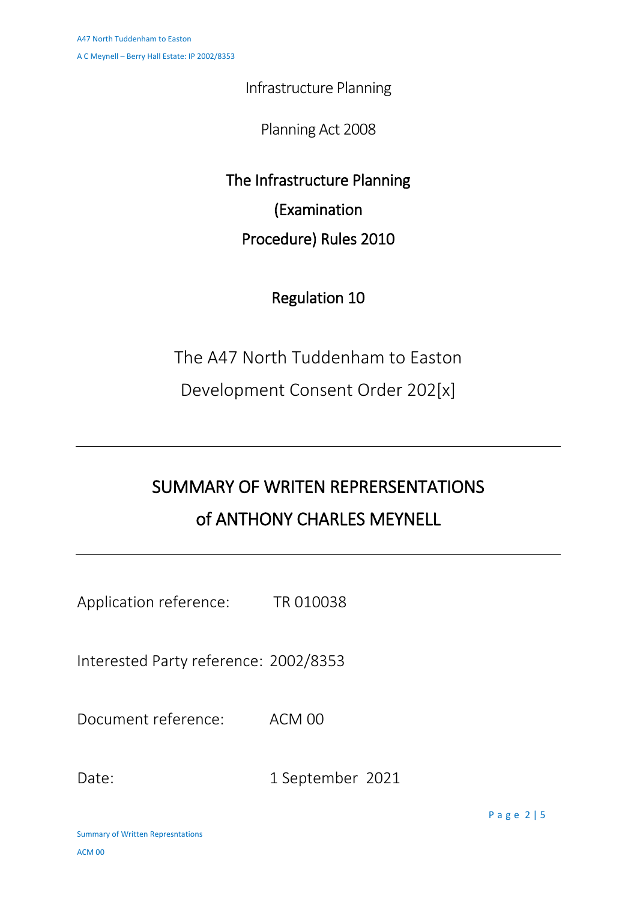Infrastructure Planning

Planning Act 2008

## The Infrastructure Planning (Examination Procedure) Rules 2010

## Regulation 10

The A47 North Tuddenham to Easton Development Consent Order 202[x]

---

# SUMMARY OF WRITEN REPRERSENTATIONS of ANTHONY CHARLES MEYNELL

---

Application reference: TR 010038

Interested Party reference: 2002/8353

Document reference: ACM 00

Date: 1 September 2021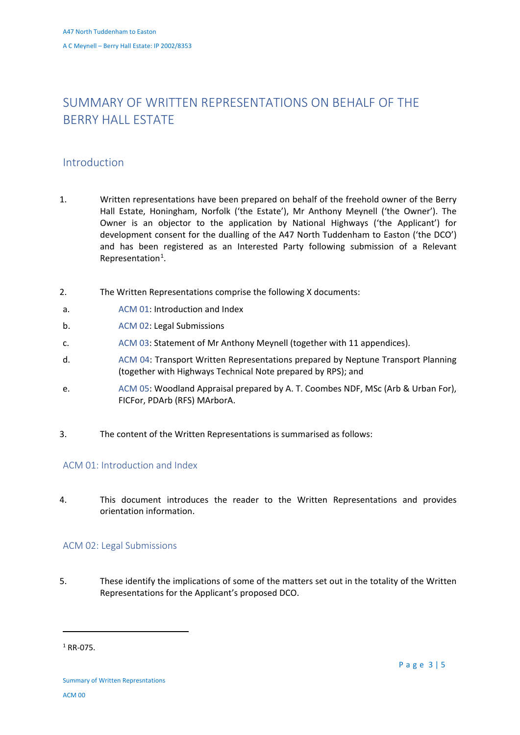# SUMMARY OF WRITTEN REPRESENTATIONS ON BEHALF OF THE BERRY HALL ESTATE

## Introduction

1. Written representations have been prepared on behalf of the freehold owner of the Berry Hall Estate, Honingham, Norfolk ('the Estate'), Mr Anthony Meynell ('the Owner'). The Owner is an objector to the application by National Highways ('the Applicant') for development consent for the dualling of the A47 North Tuddenham to Easton ('the DCO') and has been registered as an Interested Party following submission of a Relevant Representation[1].

2. The Written Representations comprise the following X documents:

   a. ACM 01: Introduction and Index

   b. ACM 02: Legal Submissions

   c. ACM 03: Statement of Mr Anthony Meynell (together with 11 appendices).

   d. ACM 04: Transport Written Representations prepared by Neptune Transport Planning (together with Highways Technical Note prepared by RPS); and

   e. ACM 05: Woodland Appraisal prepared by A. T. Coombes NDF, MSc (Arb & Urban For), FICFor, PDArb (RFS) MArborA.

3. The content of the Written Representations is summarised as follows:

### ACM 01: Introduction and Index

4. This document introduces the reader to the Written Representations and provides orientation information.

### ACM 02: Legal Submissions

5. These identify the implications of some of the matters set out in the totality of the Written Representations for the Applicant's proposed DCO.

---

[1] RR-075.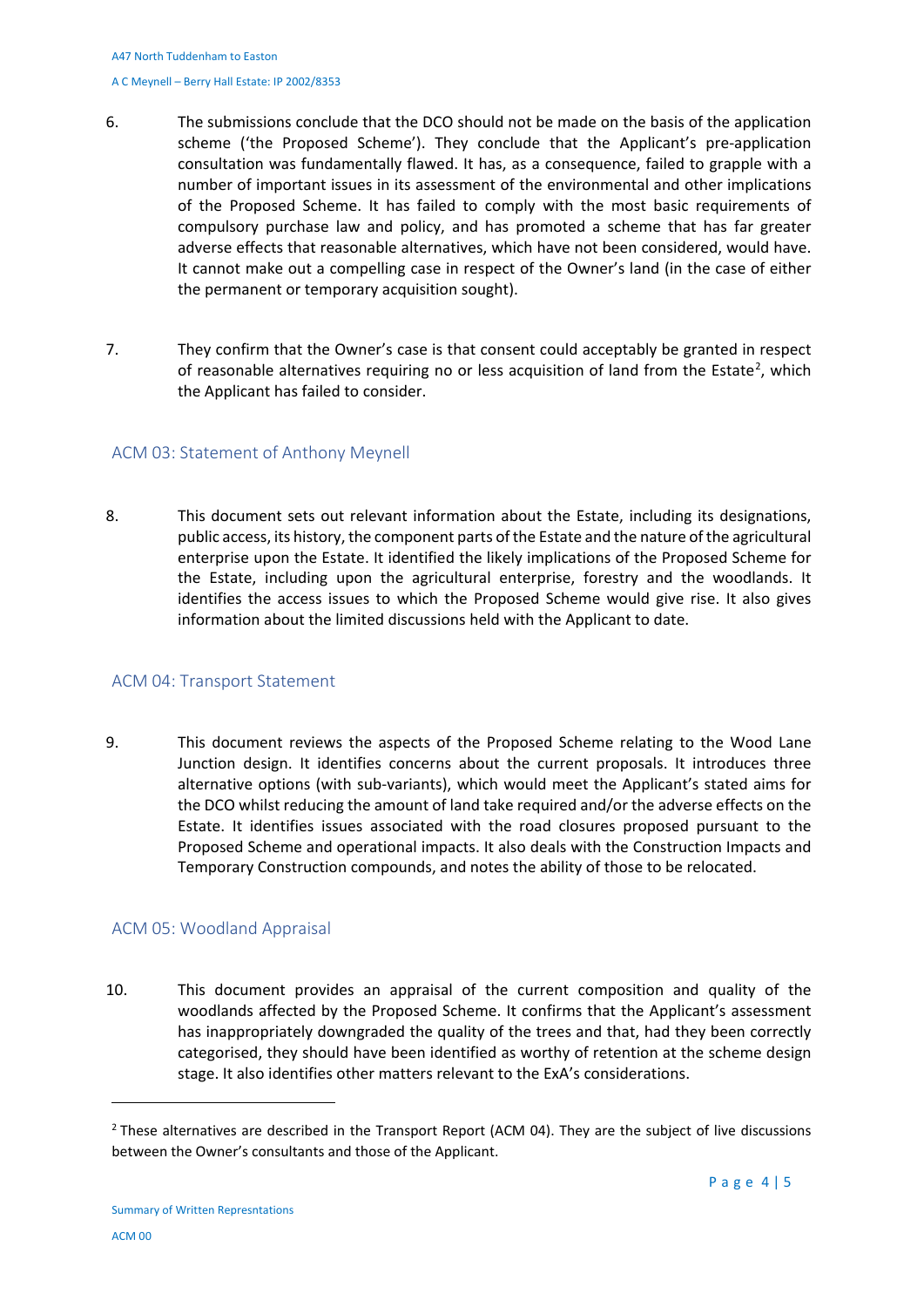6. The submissions conclude that the DCO should not be made on the basis of the application scheme ('the Proposed Scheme'). They conclude that the Applicant's pre-application consultation was fundamentally flawed. It has, as a consequence, failed to grapple with a number of important issues in its assessment of the environmental and other implications of the Proposed Scheme. It has failed to comply with the most basic requirements of compulsory purchase law and policy, and has promoted a scheme that has far greater adverse effects that reasonable alternatives, which have not been considered, would have. It cannot make out a compelling case in respect of the Owner's land (in the case of either the permanent or temporary acquisition sought).

7. They confirm that the Owner's case is that consent could acceptably be granted in respect of reasonable alternatives requiring no or less acquisition of land from the Estate[2], which the Applicant has failed to consider.

## ACM 03: Statement of Anthony Meynell

8. This document sets out relevant information about the Estate, including its designations, public access, its history, the component parts of the Estate and the nature of the agricultural enterprise upon the Estate. It identified the likely implications of the Proposed Scheme for the Estate, including upon the agricultural enterprise, forestry and the woodlands. It identifies the access issues to which the Proposed Scheme would give rise. It also gives information about the limited discussions held with the Applicant to date.

## ACM 04: Transport Statement

9. This document reviews the aspects of the Proposed Scheme relating to the Wood Lane Junction design. It identifies concerns about the current proposals. It introduces three alternative options (with sub-variants), which would meet the Applicant's stated aims for the DCO whilst reducing the amount of land take required and/or the adverse effects on the Estate. It identifies issues associated with the road closures proposed pursuant to the Proposed Scheme and operational impacts. It also deals with the Construction Impacts and Temporary Construction compounds, and notes the ability of those to be relocated.

## ACM 05: Woodland Appraisal

10. This document provides an appraisal of the current composition and quality of the woodlands affected by the Proposed Scheme. It confirms that the Applicant's assessment has inappropriately downgraded the quality of the trees and that, had they been correctly categorised, they should have been identified as worthy of retention at the scheme design stage. It also identifies other matters relevant to the ExA's considerations.

---

[2] These alternatives are described in the Transport Report (ACM 04). They are the subject of live discussions between the Owner's consultants and those of the Applicant.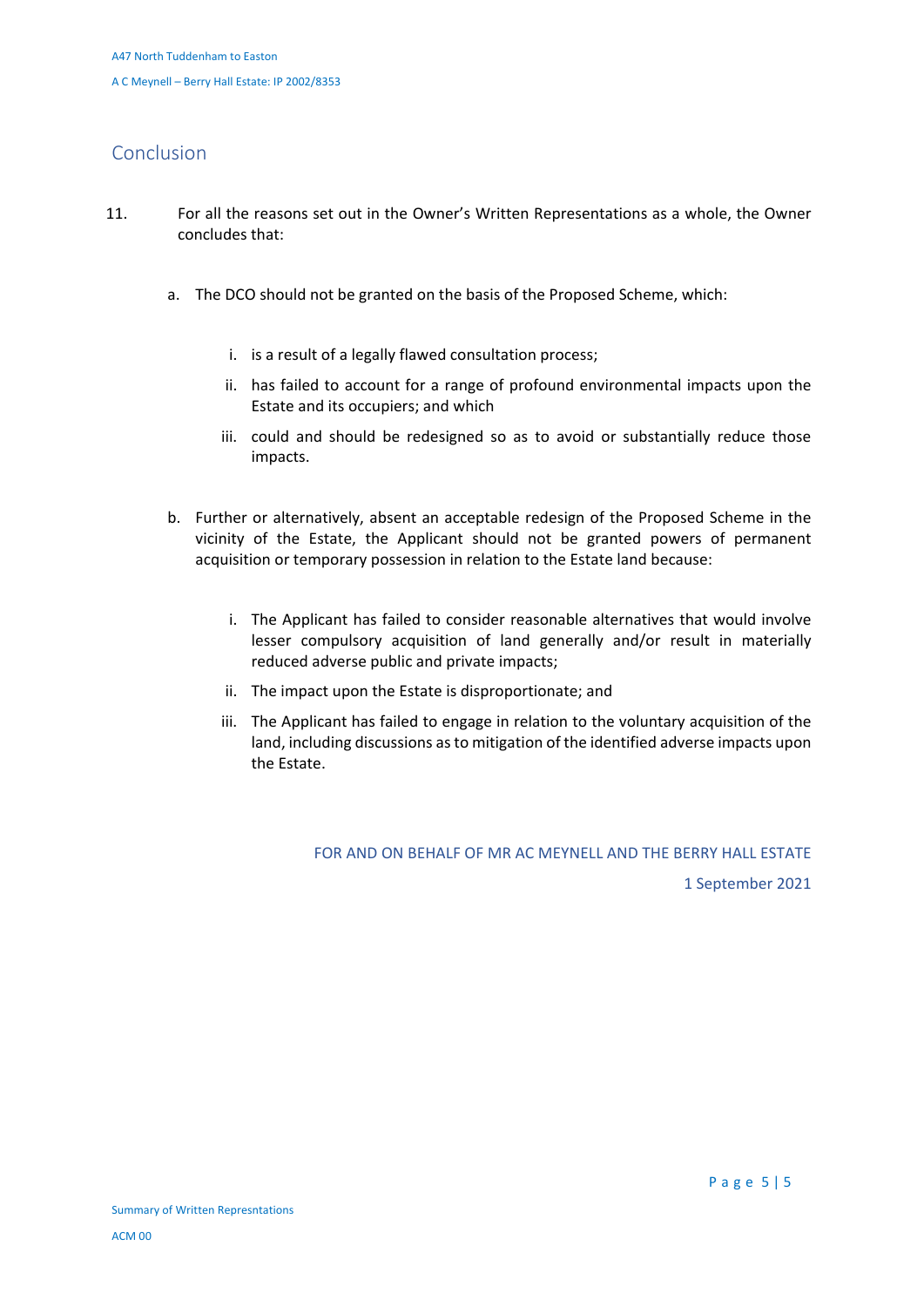## Conclusion

11. For all the reasons set out in the Owner's Written Representations as a whole, the Owner concludes that:

    a. The DCO should not be granted on the basis of the Proposed Scheme, which:

        i. is a result of a legally flawed consultation process;

        ii. has failed to account for a range of profound environmental impacts upon the Estate and its occupiers; and which

        iii. could and should be redesigned so as to avoid or substantially reduce those impacts.

    b. Further or alternatively, absent an acceptable redesign of the Proposed Scheme in the vicinity of the Estate, the Applicant should not be granted powers of permanent acquisition or temporary possession in relation to the Estate land because:

        i. The Applicant has failed to consider reasonable alternatives that would involve lesser compulsory acquisition of land generally and/or result in materially reduced adverse public and private impacts;

        ii. The impact upon the Estate is disproportionate; and

        iii. The Applicant has failed to engage in relation to the voluntary acquisition of the land, including discussions as to mitigation of the identified adverse impacts upon the Estate.

FOR AND ON BEHALF OF MR AC MEYNELL AND THE BERRY HALL ESTATE

1 September 2021